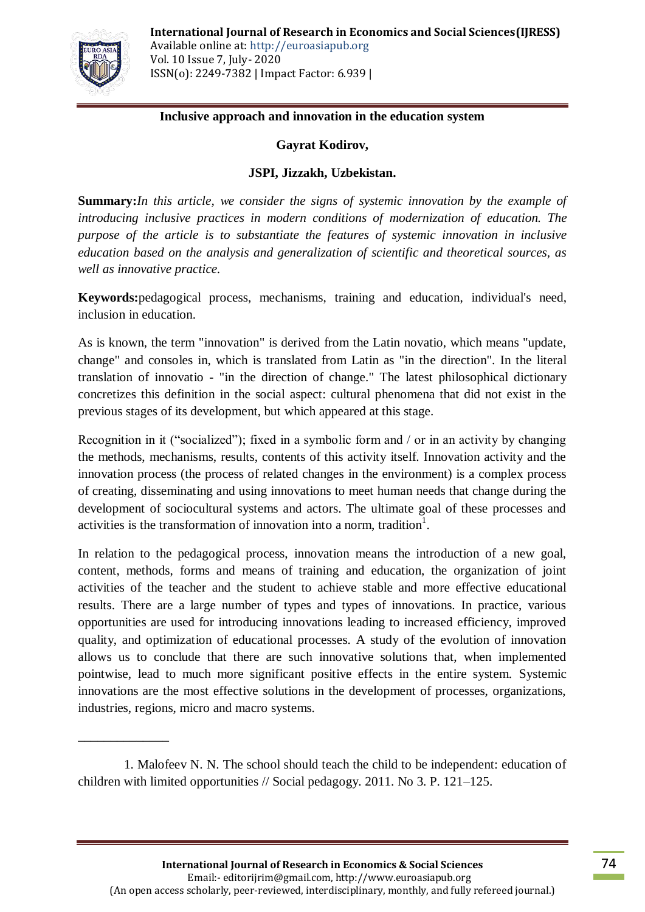# Inclusive approach and innovation in the education system

**Gayrat Kodirov,**

**JSPI, Jizzakh, Uzbekistan.**

**Summary:** *In this article, we consider the signs of systemic innovation by the example of introducing inclusive practices in modern conditions of modernization of education. The purpose of the article is to substantiate the features of systemic innovation in inclusive education based on the analysis and generalization of scientific and theoretical sources, as well as innovative practice.*

**Keywords:** pedagogical process, mechanisms, training and education, individual's need, inclusion in education.

As is known, the term "innovation" is derived from the Latin novatio, which means "update, change" and consoles in, which is translated from Latin as "in the direction". In the literal translation of innovatio - "in the direction of change." The latest philosophical dictionary concretizes this definition in the social aspect: cultural phenomena that did not exist in the previous stages of its development, but which appeared at this stage.

Recognition in it ("socialized"); fixed in a symbolic form and / or in an activity by changing the methods, mechanisms, results, contents of this activity itself. Innovation activity and the innovation process (the process of related changes in the environment) is a complex process of creating, disseminating and using innovations to meet human needs that change during the development of sociocultural systems and actors. The ultimate goal of these processes and activities is the transformation of innovation into a norm, tradition[1].

In relation to the pedagogical process, innovation means the introduction of a new goal, content, methods, forms and means of training and education, the organization of joint activities of the teacher and the student to achieve stable and more effective educational results. There are a large number of types and types of innovations. In practice, various opportunities are used for introducing innovations leading to increased efficiency, improved quality, and optimization of educational processes. A study of the evolution of innovation allows us to conclude that there are such innovative solutions that, when implemented pointwise, lead to much more significant positive effects in the entire system. Systemic innovations are the most effective solutions in the development of processes, organizations, industries, regions, micro and macro systems.

---

1. Malofeev N. N. The school should teach the child to be independent: education of children with limited opportunities // Social pedagogy. 2011. No 3. P. 121–125.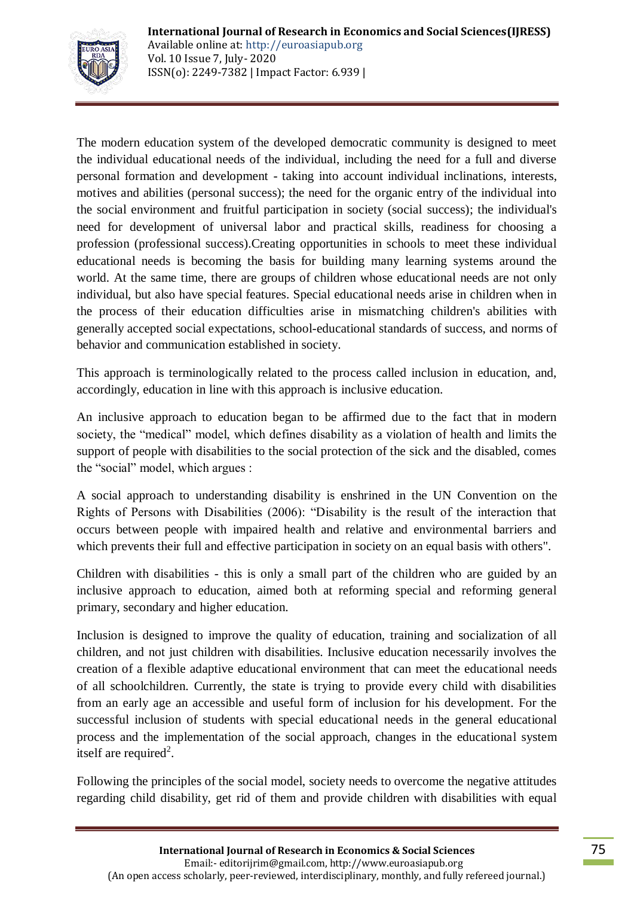The modern education system of the developed democratic community is designed to meet the individual educational needs of the individual, including the need for a full and diverse personal formation and development - taking into account individual inclinations, interests, motives and abilities (personal success); the need for the organic entry of the individual into the social environment and fruitful participation in society (social success); the individual's need for development of universal labor and practical skills, readiness for choosing a profession (professional success).Creating opportunities in schools to meet these individual educational needs is becoming the basis for building many learning systems around the world. At the same time, there are groups of children whose educational needs are not only individual, but also have special features. Special educational needs arise in children when in the process of their education difficulties arise in mismatching children's abilities with generally accepted social expectations, school-educational standards of success, and norms of behavior and communication established in society.

This approach is terminologically related to the process called inclusion in education, and, accordingly, education in line with this approach is inclusive education.

An inclusive approach to education began to be affirmed due to the fact that in modern society, the "medical" model, which defines disability as a violation of health and limits the support of people with disabilities to the social protection of the sick and the disabled, comes the "social" model, which argues :

A social approach to understanding disability is enshrined in the UN Convention on the Rights of Persons with Disabilities (2006): "Disability is the result of the interaction that occurs between people with impaired health and relative and environmental barriers and which prevents their full and effective participation in society on an equal basis with others".

Children with disabilities - this is only a small part of the children who are guided by an inclusive approach to education, aimed both at reforming special and reforming general primary, secondary and higher education.

Inclusion is designed to improve the quality of education, training and socialization of all children, and not just children with disabilities. Inclusive education necessarily involves the creation of a flexible adaptive educational environment that can meet the educational needs of all schoolchildren. Currently, the state is trying to provide every child with disabilities from an early age an accessible and useful form of inclusion for his development. For the successful inclusion of students with special educational needs in the general educational process and the implementation of the social approach, changes in the educational system itself are required[2].

Following the principles of the social model, society needs to overcome the negative attitudes regarding child disability, get rid of them and provide children with disabilities with equal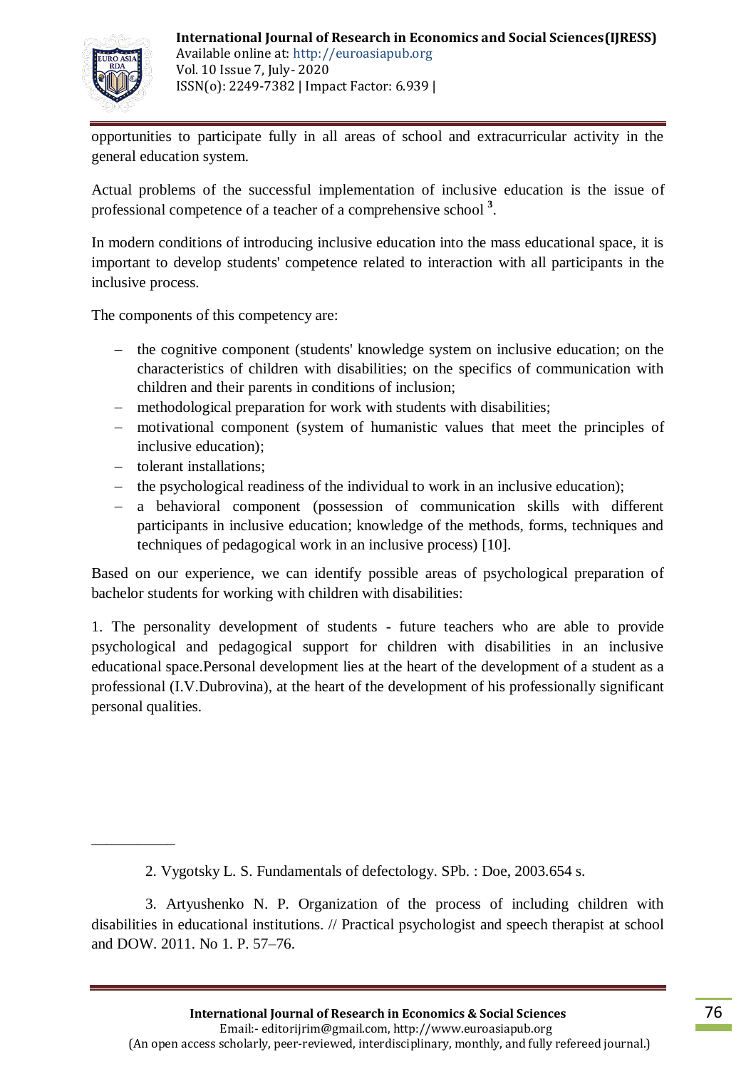opportunities to participate fully in all areas of school and extracurricular activity in the general education system.

Actual problems of the successful implementation of inclusive education is the issue of professional competence of a teacher of a comprehensive school [3].

In modern conditions of introducing inclusive education into the mass educational space, it is important to develop students' competence related to interaction with all participants in the inclusive process.

The components of this competency are:

- the cognitive component (students' knowledge system on inclusive education; on the characteristics of children with disabilities; on the specifics of communication with children and their parents in conditions of inclusion;
- methodological preparation for work with students with disabilities;
- motivational component (system of humanistic values that meet the principles of inclusive education);
- tolerant installations;
- the psychological readiness of the individual to work in an inclusive education);
- a behavioral component (possession of communication skills with different participants in inclusive education; knowledge of the methods, forms, techniques and techniques of pedagogical work in an inclusive process) [10].

Based on our experience, we can identify possible areas of psychological preparation of bachelor students for working with children with disabilities:

1. The personality development of students - future teachers who are able to provide psychological and pedagogical support for children with disabilities in an inclusive educational space.Personal development lies at the heart of the development of a student as a professional (I.V.Dubrovina), at the heart of the development of his professionally significant personal qualities.

---

2. Vygotsky L. S. Fundamentals of defectology. SPb. : Doe, 2003.654 s.

3. Artyushenko N. P. Organization of the process of including children with disabilities in educational institutions. // Practical psychologist and speech therapist at school and DOW. 2011. No 1. P. 57–76.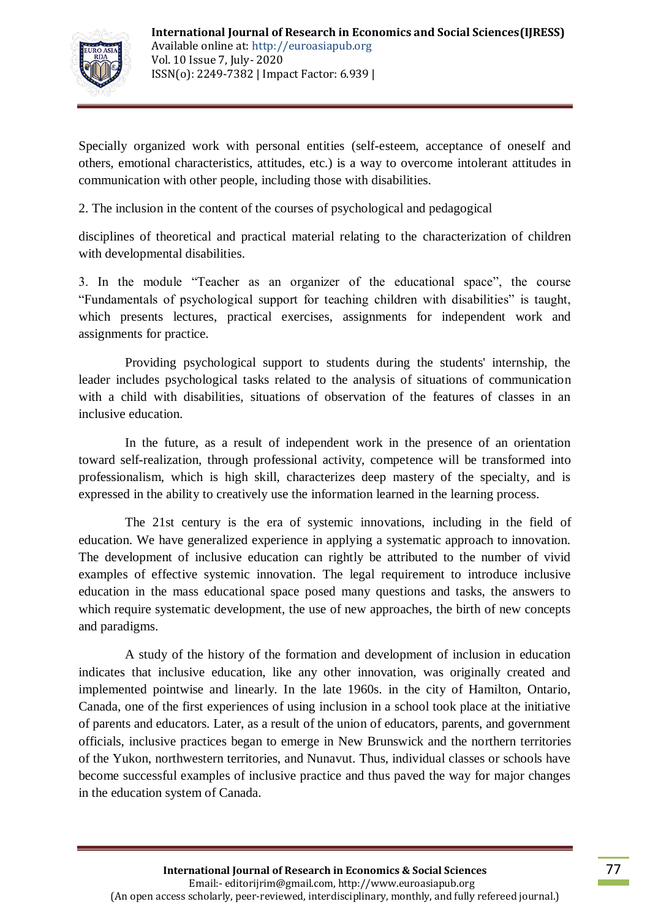Specially organized work with personal entities (self-esteem, acceptance of oneself and others, emotional characteristics, attitudes, etc.) is a way to overcome intolerant attitudes in communication with other people, including those with disabilities.

2. The inclusion in the content of the courses of psychological and pedagogical

disciplines of theoretical and practical material relating to the characterization of children with developmental disabilities.

3. In the module "Teacher as an organizer of the educational space", the course "Fundamentals of psychological support for teaching children with disabilities" is taught, which presents lectures, practical exercises, assignments for independent work and assignments for practice.

Providing psychological support to students during the students' internship, the leader includes psychological tasks related to the analysis of situations of communication with a child with disabilities, situations of observation of the features of classes in an inclusive education.

In the future, as a result of independent work in the presence of an orientation toward self-realization, through professional activity, competence will be transformed into professionalism, which is high skill, characterizes deep mastery of the specialty, and is expressed in the ability to creatively use the information learned in the learning process.

The 21st century is the era of systemic innovations, including in the field of education. We have generalized experience in applying a systematic approach to innovation. The development of inclusive education can rightly be attributed to the number of vivid examples of effective systemic innovation. The legal requirement to introduce inclusive education in the mass educational space posed many questions and tasks, the answers to which require systematic development, the use of new approaches, the birth of new concepts and paradigms.

A study of the history of the formation and development of inclusion in education indicates that inclusive education, like any other innovation, was originally created and implemented pointwise and linearly. In the late 1960s. in the city of Hamilton, Ontario, Canada, one of the first experiences of using inclusion in a school took place at the initiative of parents and educators. Later, as a result of the union of educators, parents, and government officials, inclusive practices began to emerge in New Brunswick and the northern territories of the Yukon, northwestern territories, and Nunavut. Thus, individual classes or schools have become successful examples of inclusive practice and thus paved the way for major changes in the education system of Canada.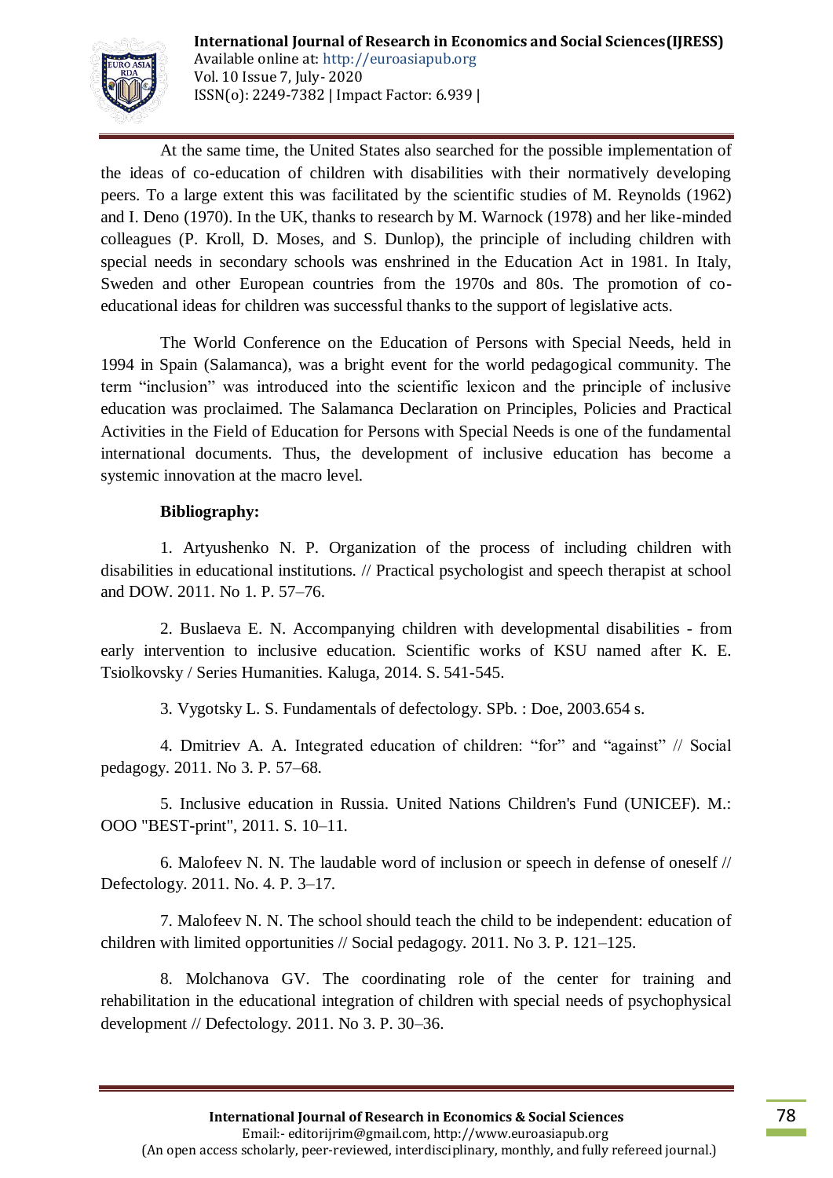At the same time, the United States also searched for the possible implementation of the ideas of co-education of children with disabilities with their normatively developing peers. To a large extent this was facilitated by the scientific studies of M. Reynolds (1962) and I. Deno (1970). In the UK, thanks to research by M. Warnock (1978) and her like-minded colleagues (P. Kroll, D. Moses, and S. Dunlop), the principle of including children with special needs in secondary schools was enshrined in the Education Act in 1981. In Italy, Sweden and other European countries from the 1970s and 80s. The promotion of co-educational ideas for children was successful thanks to the support of legislative acts.

The World Conference on the Education of Persons with Special Needs, held in 1994 in Spain (Salamanca), was a bright event for the world pedagogical community. The term "inclusion" was introduced into the scientific lexicon and the principle of inclusive education was proclaimed. The Salamanca Declaration on Principles, Policies and Practical Activities in the Field of Education for Persons with Special Needs is one of the fundamental international documents. Thus, the development of inclusive education has become a systemic innovation at the macro level.

**Bibliography:**

1. Artyushenko N. P. Organization of the process of including children with disabilities in educational institutions. // Practical psychologist and speech therapist at school and DOW. 2011. No 1. P. 57–76.

2. Buslaeva E. N. Accompanying children with developmental disabilities - from early intervention to inclusive education. Scientific works of KSU named after K. E. Tsiolkovsky / Series Humanities. Kaluga, 2014. S. 541-545.

3. Vygotsky L. S. Fundamentals of defectology. SPb. : Doe, 2003.654 s.

4. Dmitriev A. A. Integrated education of children: "for" and "against" // Social pedagogy. 2011. No 3. P. 57–68.

5. Inclusive education in Russia. United Nations Children's Fund (UNICEF). M.: OOO "BEST-print", 2011. S. 10–11.

6. Malofeev N. N. The laudable word of inclusion or speech in defense of oneself // Defectology. 2011. No. 4. P. 3–17.

7. Malofeev N. N. The school should teach the child to be independent: education of children with limited opportunities // Social pedagogy. 2011. No 3. P. 121–125.

8. Molchanova GV. The coordinating role of the center for training and rehabilitation in the educational integration of children with special needs of psychophysical development // Defectology. 2011. No 3. P. 30–36.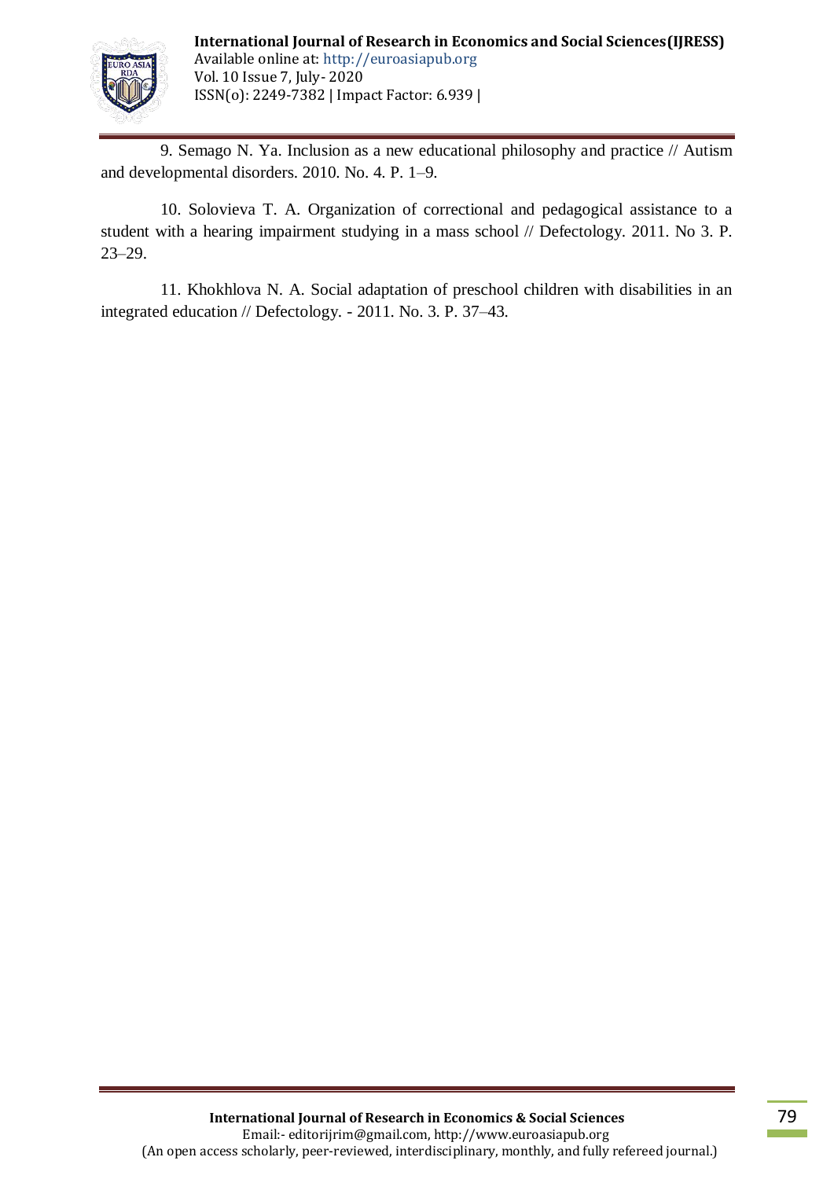9. Semago N. Ya. Inclusion as a new educational philosophy and practice // Autism and developmental disorders. 2010. No. 4. P. 1–9.

10. Solovieva T. A. Organization of correctional and pedagogical assistance to a student with a hearing impairment studying in a mass school // Defectology. 2011. No 3. P. 23–29.

11. Khokhlova N. A. Social adaptation of preschool children with disabilities in an integrated education // Defectology. - 2011. No. 3. P. 37–43.